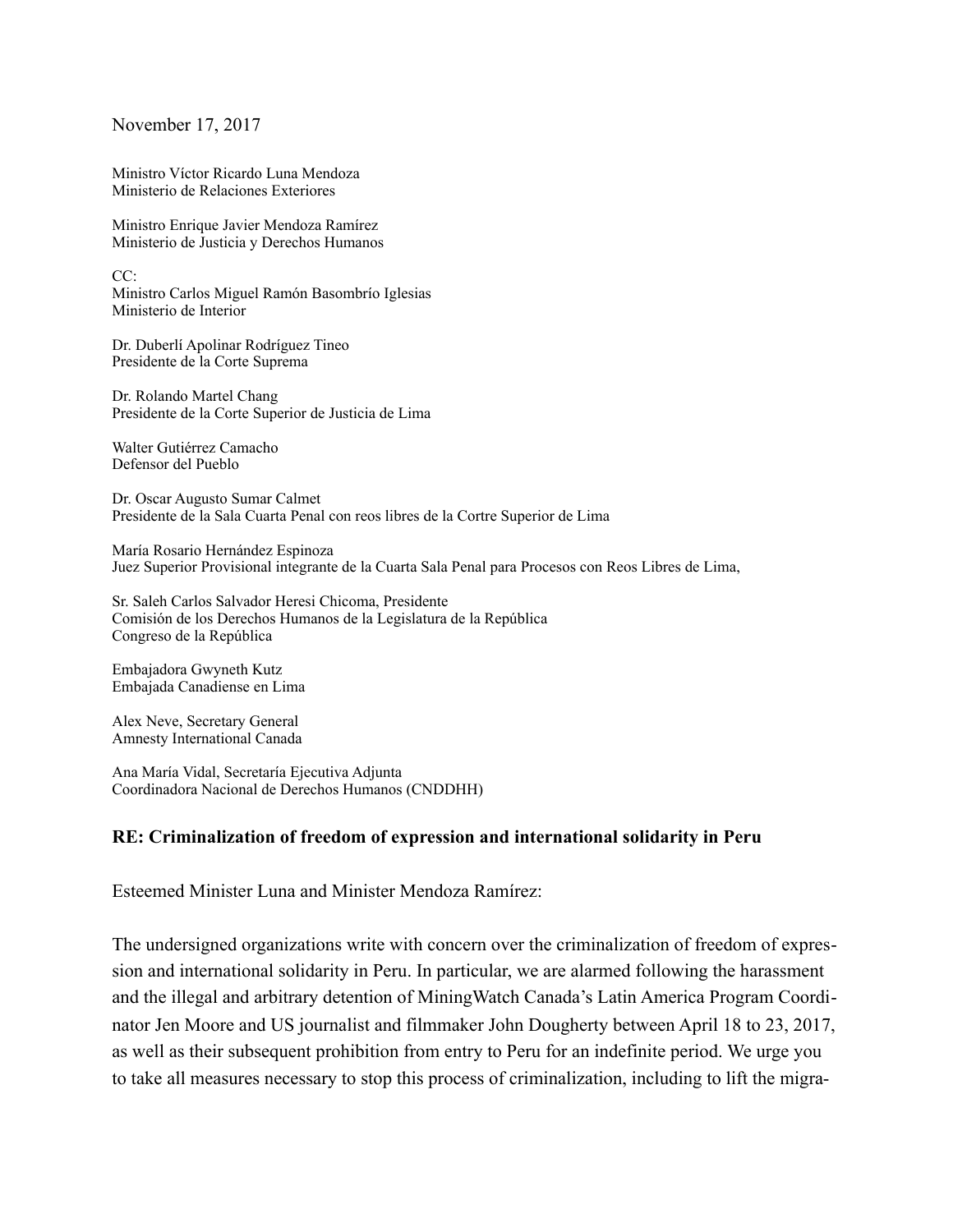November 17, 2017

Ministro Víctor Ricardo Luna Mendoza
Ministerio de Relaciones Exteriores

Ministro Enrique Javier Mendoza Ramírez
Ministerio de Justicia y Derechos Humanos

CC:
Ministro Carlos Miguel Ramón Basombrío Iglesias
Ministerio de Interior

Dr. Duberlí Apolinar Rodríguez Tineo
Presidente de la Corte Suprema

Dr. Rolando Martel Chang
Presidente de la Corte Superior de Justicia de Lima

Walter Gutiérrez Camacho
Defensor del Pueblo

Dr. Oscar Augusto Sumar Calmet
Presidente de la Sala Cuarta Penal con reos libres de la Cortre Superior de Lima

María Rosario Hernández Espinoza
Juez Superior Provisional integrante de la Cuarta Sala Penal para Procesos con Reos Libres de Lima,

Sr. Saleh Carlos Salvador Heresi Chicoma, Presidente
Comisión de los Derechos Humanos de la Legislatura de la República
Congreso de la República

Embajadora Gwyneth Kutz
Embajada Canadiense en Lima

Alex Neve, Secretary General
Amnesty International Canada

Ana María Vidal, Secretaría Ejecutiva Adjunta
Coordinadora Nacional de Derechos Humanos (CNDDHH)

**RE: Criminalization of freedom of expression and international solidarity in Peru**

Esteemed Minister Luna and Minister Mendoza Ramírez:

The undersigned organizations write with concern over the criminalization of freedom of expression and international solidarity in Peru. In particular, we are alarmed following the harassment and the illegal and arbitrary detention of MiningWatch Canada's Latin America Program Coordinator Jen Moore and US journalist and filmmaker John Dougherty between April 18 to 23, 2017, as well as their subsequent prohibition from entry to Peru for an indefinite period. We urge you to take all measures necessary to stop this process of criminalization, including to lift the migra-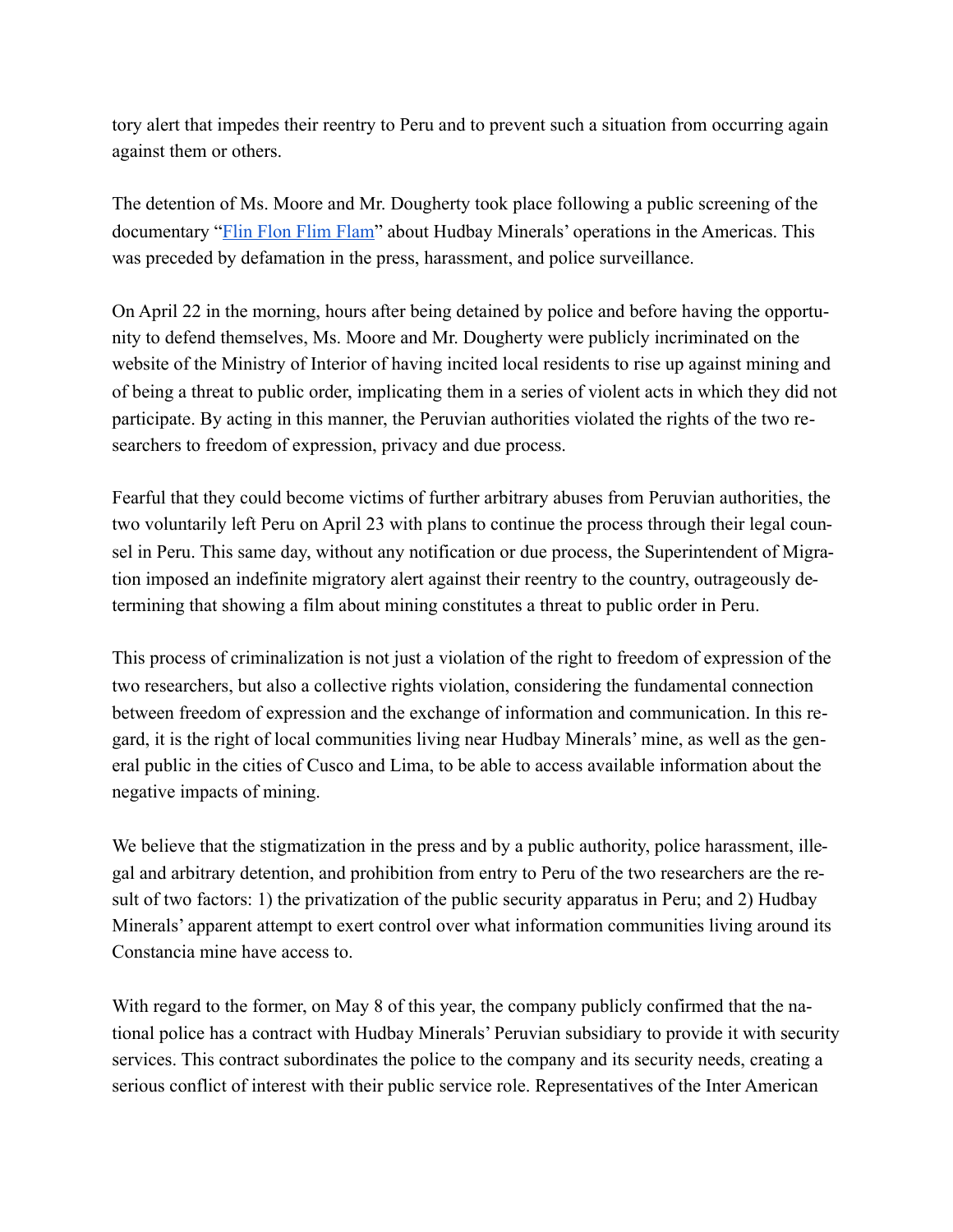tory alert that impedes their reentry to Peru and to prevent such a situation from occurring again against them or others.

The detention of Ms. Moore and Mr. Dougherty took place following a public screening of the documentary "Flin Flon Flim Flam" about Hudbay Minerals' operations in the Americas. This was preceded by defamation in the press, harassment, and police surveillance.

On April 22 in the morning, hours after being detained by police and before having the opportunity to defend themselves, Ms. Moore and Mr. Dougherty were publicly incriminated on the website of the Ministry of Interior of having incited local residents to rise up against mining and of being a threat to public order, implicating them in a series of violent acts in which they did not participate. By acting in this manner, the Peruvian authorities violated the rights of the two researchers to freedom of expression, privacy and due process.

Fearful that they could become victims of further arbitrary abuses from Peruvian authorities, the two voluntarily left Peru on April 23 with plans to continue the process through their legal counsel in Peru. This same day, without any notification or due process, the Superintendent of Migration imposed an indefinite migratory alert against their reentry to the country, outrageously determining that showing a film about mining constitutes a threat to public order in Peru.

This process of criminalization is not just a violation of the right to freedom of expression of the two researchers, but also a collective rights violation, considering the fundamental connection between freedom of expression and the exchange of information and communication. In this regard, it is the right of local communities living near Hudbay Minerals' mine, as well as the general public in the cities of Cusco and Lima, to be able to access available information about the negative impacts of mining.

We believe that the stigmatization in the press and by a public authority, police harassment, illegal and arbitrary detention, and prohibition from entry to Peru of the two researchers are the result of two factors: 1) the privatization of the public security apparatus in Peru; and 2) Hudbay Minerals' apparent attempt to exert control over what information communities living around its Constancia mine have access to.

With regard to the former, on May 8 of this year, the company publicly confirmed that the national police has a contract with Hudbay Minerals' Peruvian subsidiary to provide it with security services. This contract subordinates the police to the company and its security needs, creating a serious conflict of interest with their public service role. Representatives of the Inter American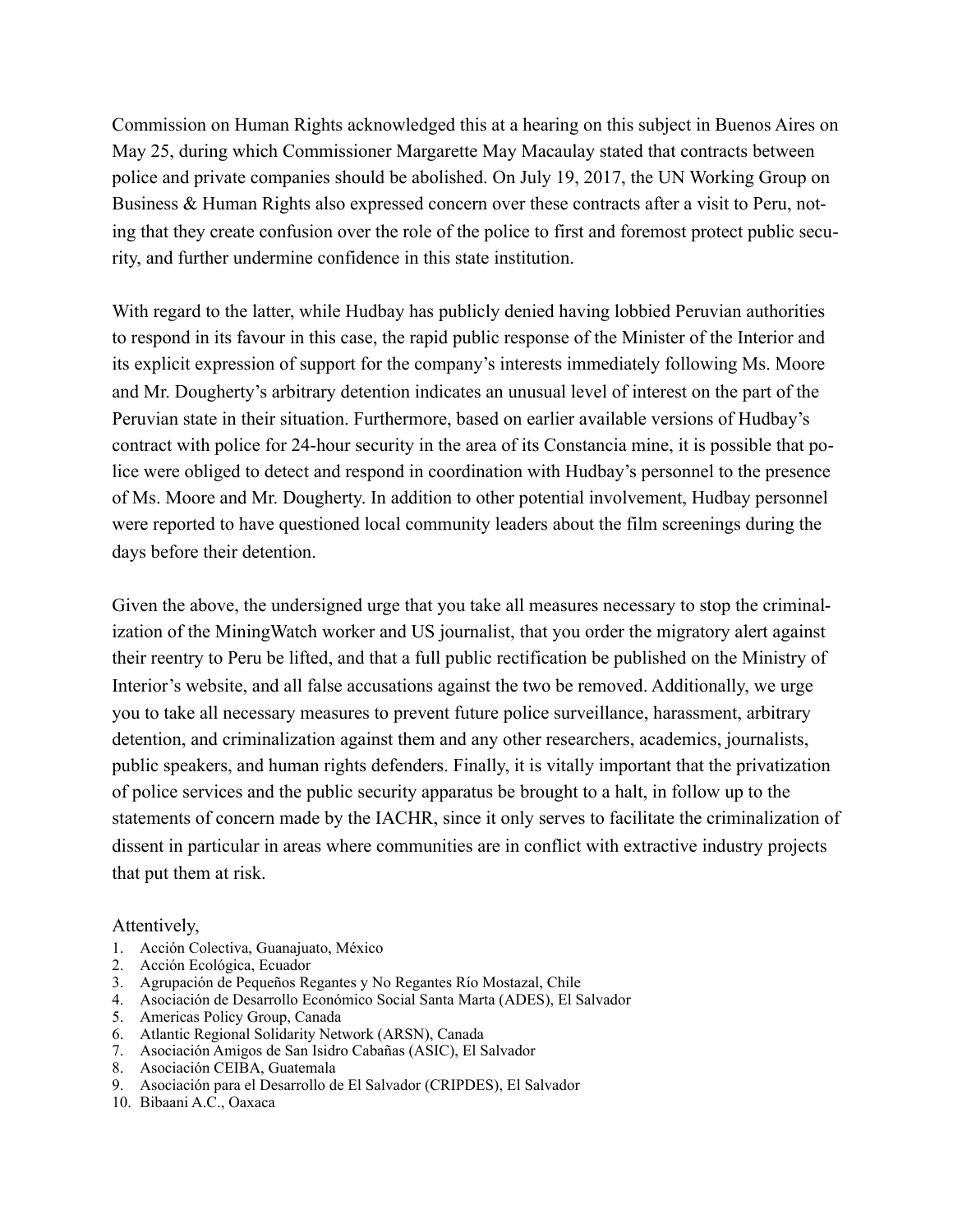Commission on Human Rights acknowledged this at a hearing on this subject in Buenos Aires on May 25, during which Commissioner Margarette May Macaulay stated that contracts between police and private companies should be abolished. On July 19, 2017, the UN Working Group on Business & Human Rights also expressed concern over these contracts after a visit to Peru, noting that they create confusion over the role of the police to first and foremost protect public security, and further undermine confidence in this state institution.

With regard to the latter, while Hudbay has publicly denied having lobbied Peruvian authorities to respond in its favour in this case, the rapid public response of the Minister of the Interior and its explicit expression of support for the company's interests immediately following Ms. Moore and Mr. Dougherty's arbitrary detention indicates an unusual level of interest on the part of the Peruvian state in their situation. Furthermore, based on earlier available versions of Hudbay's contract with police for 24-hour security in the area of its Constancia mine, it is possible that police were obliged to detect and respond in coordination with Hudbay's personnel to the presence of Ms. Moore and Mr. Dougherty. In addition to other potential involvement, Hudbay personnel were reported to have questioned local community leaders about the film screenings during the days before their detention.

Given the above, the undersigned urge that you take all measures necessary to stop the criminalization of the MiningWatch worker and US journalist, that you order the migratory alert against their reentry to Peru be lifted, and that a full public rectification be published on the Ministry of Interior's website, and all false accusations against the two be removed. Additionally, we urge you to take all necessary measures to prevent future police surveillance, harassment, arbitrary detention, and criminalization against them and any other researchers, academics, journalists, public speakers, and human rights defenders. Finally, it is vitally important that the privatization of police services and the public security apparatus be brought to a halt, in follow up to the statements of concern made by the IACHR, since it only serves to facilitate the criminalization of dissent in particular in areas where communities are in conflict with extractive industry projects that put them at risk.

Attentively,

1. Acción Colectiva, Guanajuato, México
2. Acción Ecológica, Ecuador
3. Agrupación de Pequeños Regantes y No Regantes Río Mostazal, Chile
4. Asociación de Desarrollo Económico Social Santa Marta (ADES), El Salvador
5. Americas Policy Group, Canada
6. Atlantic Regional Solidarity Network (ARSN), Canada
7. Asociación Amigos de San Isidro Cabañas (ASIC), El Salvador
8. Asociación CEIBA, Guatemala
9. Asociación para el Desarrollo de El Salvador (CRIPDES), El Salvador
10. Bibaani A.C., Oaxaca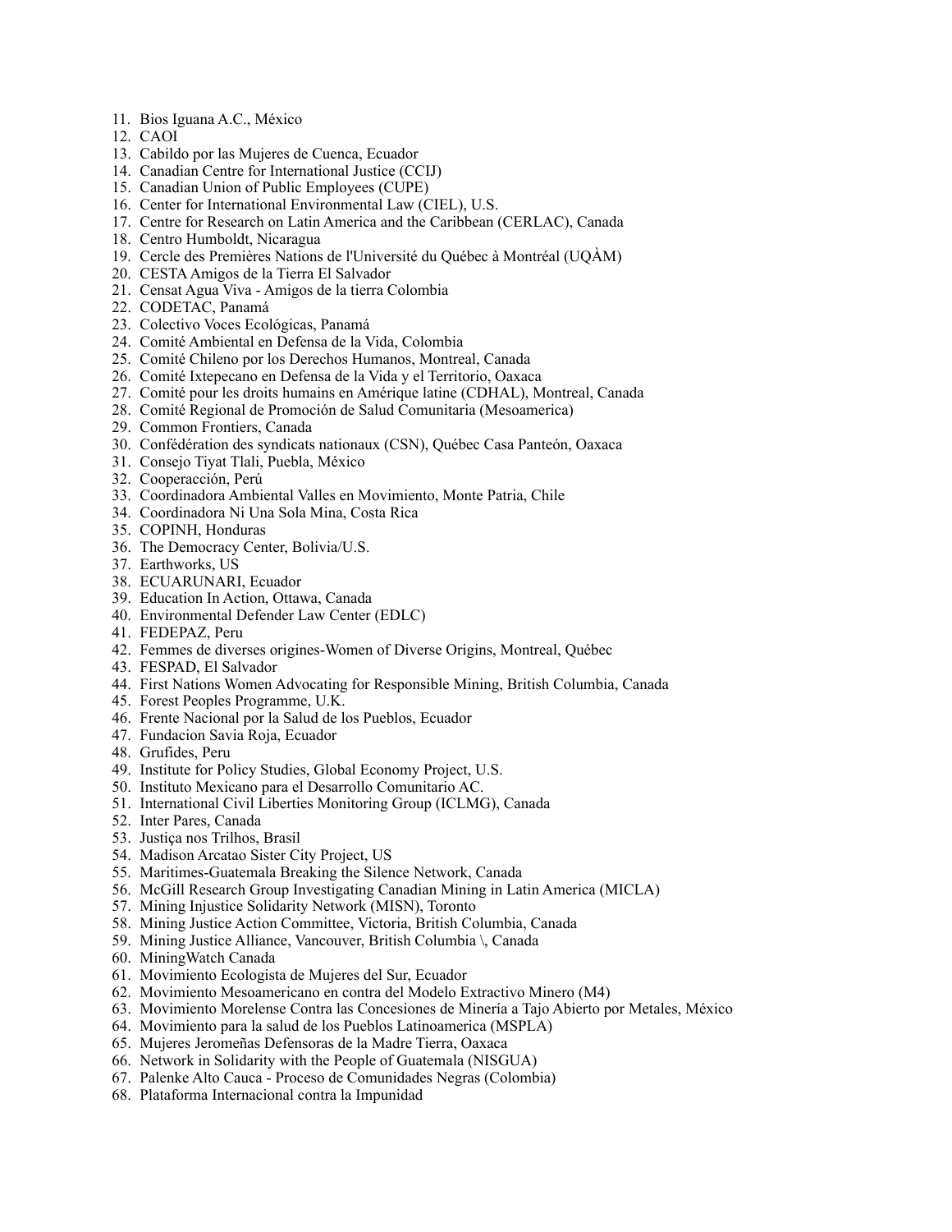11. Bios Iguana A.C., México
12. CAOI
13. Cabildo por las Mujeres de Cuenca, Ecuador
14. Canadian Centre for International Justice (CCIJ)
15. Canadian Union of Public Employees (CUPE)
16. Center for International Environmental Law (CIEL), U.S.
17. Centre for Research on Latin America and the Caribbean (CERLAC), Canada
18. Centro Humboldt, Nicaragua
19. Cercle des Premières Nations de l'Université du Québec à Montréal (UQÀM)
20. CESTA Amigos de la Tierra El Salvador
21. Censat Agua Viva - Amigos de la tierra Colombia
22. CODETAC, Panamá
23. Colectivo Voces Ecológicas, Panamá
24. Comité Ambiental en Defensa de la Vida, Colombia
25. Comité Chileno por los Derechos Humanos, Montreal, Canada
26. Comité Ixtepecano en Defensa de la Vida y el Territorio, Oaxaca
27. Comité pour les droits humains en Amérique latine (CDHAL), Montreal, Canada
28. Comité Regional de Promoción de Salud Comunitaria (Mesoamerica)
29. Common Frontiers, Canada
30. Confédération des syndicats nationaux (CSN), Québec Casa Panteón, Oaxaca
31. Consejo Tiyat Tlali, Puebla, México
32. Cooperacción, Perú
33. Coordinadora Ambiental Valles en Movimiento, Monte Patria, Chile
34. Coordinadora Ni Una Sola Mina, Costa Rica
35. COPINH, Honduras
36. The Democracy Center, Bolivia/U.S.
37. Earthworks, US
38. ECUARUNARI, Ecuador
39. Education In Action, Ottawa, Canada
40. Environmental Defender Law Center (EDLC)
41. FEDEPAZ, Peru
42. Femmes de diverses origines-Women of Diverse Origins, Montreal, Québec
43. FESPAD, El Salvador
44. First Nations Women Advocating for Responsible Mining, British Columbia, Canada
45. Forest Peoples Programme, U.K.
46. Frente Nacional por la Salud de los Pueblos, Ecuador
47. Fundacion Savia Roja, Ecuador
48. Grufides, Peru
49. Institute for Policy Studies, Global Economy Project, U.S.
50. Instituto Mexicano para el Desarrollo Comunitario AC.
51. International Civil Liberties Monitoring Group (ICLMG), Canada
52. Inter Pares, Canada
53. Justiça nos Trilhos, Brasil
54. Madison Arcatao Sister City Project, US
55. Maritimes-Guatemala Breaking the Silence Network, Canada
56. McGill Research Group Investigating Canadian Mining in Latin America (MICLA)
57. Mining Injustice Solidarity Network (MISN), Toronto
58. Mining Justice Action Committee, Victoria, British Columbia, Canada
59. Mining Justice Alliance, Vancouver, British Columbia \, Canada
60. MiningWatch Canada
61. Movimiento Ecologista de Mujeres del Sur, Ecuador
62. Movimiento Mesoamericano en contra del Modelo Extractivo Minero (M4)
63. Movimiento Morelense Contra las Concesiones de Minería a Tajo Abierto por Metales, México
64. Movimiento para la salud de los Pueblos Latinoamerica (MSPLA)
65. Mujeres Jeromeñas Defensoras de la Madre Tierra, Oaxaca
66. Network in Solidarity with the People of Guatemala (NISGUA)
67. Palenke Alto Cauca - Proceso de Comunidades Negras (Colombia)
68. Plataforma Internacional contra la Impunidad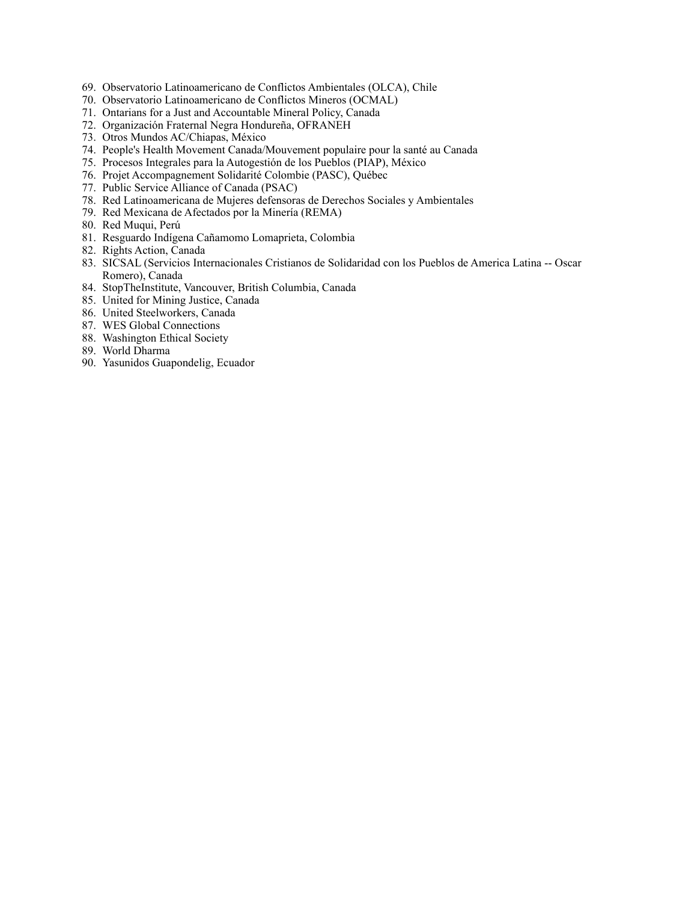69. Observatorio Latinoamericano de Conflictos Ambientales (OLCA), Chile
70. Observatorio Latinoamericano de Conflictos Mineros (OCMAL)
71. Ontarians for a Just and Accountable Mineral Policy, Canada
72. Organización Fraternal Negra Hondureña, OFRANEH
73. Otros Mundos AC/Chiapas, México
74. People's Health Movement Canada/Mouvement populaire pour la santé au Canada
75. Procesos Integrales para la Autogestión de los Pueblos (PIAP), México
76. Projet Accompagnement Solidarité Colombie (PASC), Québec
77. Public Service Alliance of Canada (PSAC)
78. Red Latinoamericana de Mujeres defensoras de Derechos Sociales y Ambientales
79. Red Mexicana de Afectados por la Minería (REMA)
80. Red Muqui, Perú
81. Resguardo Indígena Cañamomo Lomaprieta, Colombia
82. Rights Action, Canada
83. SICSAL (Servicios Internacionales Cristianos de Solidaridad con los Pueblos de America Latina -- Oscar Romero), Canada
84. StopTheInstitute, Vancouver, British Columbia, Canada
85. United for Mining Justice, Canada
86. United Steelworkers, Canada
87. WES Global Connections
88. Washington Ethical Society
89. World Dharma
90. Yasunidos Guapondelig, Ecuador